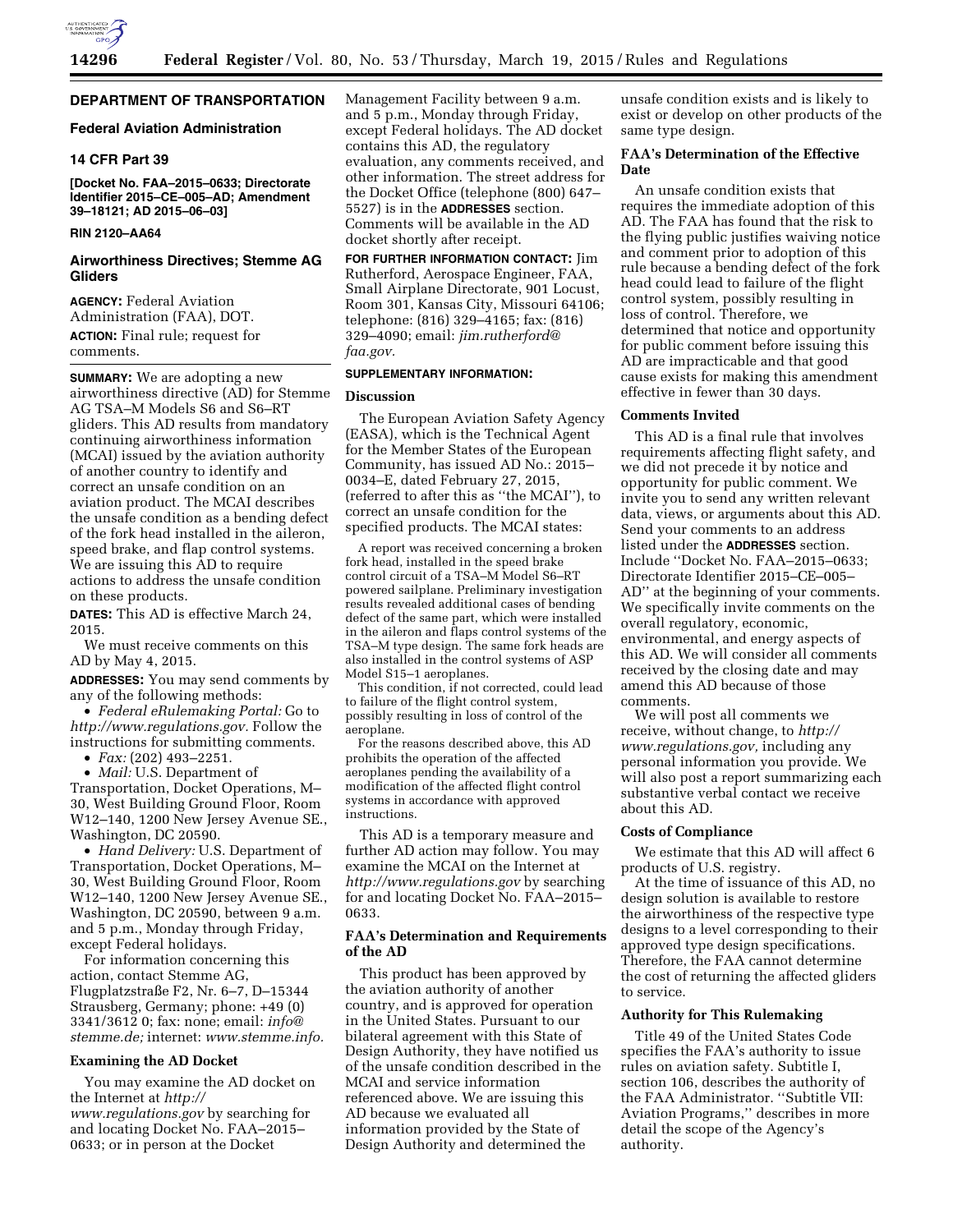## DEPARTMENT OF TRANSPORTATION

### Federal Aviation Administration

### 14 CFR Part 39

**[Docket No. FAA–2015–0633; Directorate Identifier 2015–CE–005–AD; Amendment 39–18121; AD 2015–06–03]**

**RIN 2120–AA64**

### Airworthiness Directives; Stemme AG Gliders

**AGENCY:** Federal Aviation Administration (FAA), DOT.

**ACTION:** Final rule; request for comments.

**SUMMARY:** We are adopting a new airworthiness directive (AD) for Stemme AG TSA–M Models S6 and S6–RT gliders. This AD results from mandatory continuing airworthiness information (MCAI) issued by the aviation authority of another country to identify and correct an unsafe condition on an aviation product. The MCAI describes the unsafe condition as a bending defect of the fork head installed in the aileron, speed brake, and flap control systems. We are issuing this AD to require actions to address the unsafe condition on these products.

**DATES:** This AD is effective March 24, 2015.

We must receive comments on this AD by May 4, 2015.

**ADDRESSES:** You may send comments by any of the following methods:

- *Federal eRulemaking Portal:* Go to *http://www.regulations.gov.* Follow the instructions for submitting comments.
- *Fax:* (202) 493–2251.
- *Mail:* U.S. Department of Transportation, Docket Operations, M–30, West Building Ground Floor, Room W12–140, 1200 New Jersey Avenue SE., Washington, DC 20590.
- *Hand Delivery:* U.S. Department of Transportation, Docket Operations, M–30, West Building Ground Floor, Room W12–140, 1200 New Jersey Avenue SE., Washington, DC 20590, between 9 a.m. and 5 p.m., Monday through Friday, except Federal holidays.

For information concerning this action, contact Stemme AG, Flugplatzstraße F2, Nr. 6–7, D–15344 Strausberg, Germany; phone: +49 (0) 3341/3612 0; fax: none; email: *info@stemme.de;* internet: *www.stemme.info.*

#### Examining the AD Docket

You may examine the AD docket on the Internet at *http://www.regulations.gov* by searching for and locating Docket No. FAA–2015–0633; or in person at the Docket Management Facility between 9 a.m. and 5 p.m., Monday through Friday, except Federal holidays. The AD docket contains this AD, the regulatory evaluation, any comments received, and other information. The street address for the Docket Office (telephone (800) 647–5527) is in the **ADDRESSES** section. Comments will be available in the AD docket shortly after receipt.

**FOR FURTHER INFORMATION CONTACT:** Jim Rutherford, Aerospace Engineer, FAA, Small Airplane Directorate, 901 Locust, Room 301, Kansas City, Missouri 64106; telephone: (816) 329–4165; fax: (816) 329–4090; email: *jim.rutherford@faa.gov.*

**SUPPLEMENTARY INFORMATION:**

#### Discussion

The European Aviation Safety Agency (EASA), which is the Technical Agent for the Member States of the European Community, has issued AD No.: 2015–0034–E, dated February 27, 2015, (referred to after this as "the MCAI"), to correct an unsafe condition for the specified products. The MCAI states:

> A report was received concerning a broken fork head, installed in the speed brake control circuit of a TSA–M Model S6–RT powered sailplane. Preliminary investigation results revealed additional cases of bending defect of the same part, which were installed in the aileron and flaps control systems of the TSA–M type design. The same fork heads are also installed in the control systems of ASP Model S15–1 aeroplanes.
>
> This condition, if not corrected, could lead to failure of the flight control system, possibly resulting in loss of control of the aeroplane.
>
> For the reasons described above, this AD prohibits the operation of the affected aeroplanes pending the availability of a modification of the affected flight control systems in accordance with approved instructions.
>
> This AD is a temporary measure and further AD action may follow. You may examine the MCAI on the Internet at *http://www.regulations.gov* by searching for and locating Docket No. FAA–2015–0633.

#### FAA's Determination and Requirements of the AD

This product has been approved by the aviation authority of another country, and is approved for operation in the United States. Pursuant to our bilateral agreement with this State of Design Authority, they have notified us of the unsafe condition described in the MCAI and service information referenced above. We are issuing this AD because we evaluated all information provided by the State of Design Authority and determined the unsafe condition exists and is likely to exist or develop on other products of the same type design.

#### FAA's Determination of the Effective Date

An unsafe condition exists that requires the immediate adoption of this AD. The FAA has found that the risk to the flying public justifies waiving notice and comment prior to adoption of this rule because a bending defect of the fork head could lead to failure of the flight control system, possibly resulting in loss of control. Therefore, we determined that notice and opportunity for public comment before issuing this AD are impracticable and that good cause exists for making this amendment effective in fewer than 30 days.

#### Comments Invited

This AD is a final rule that involves requirements affecting flight safety, and we did not precede it by notice and opportunity for public comment. We invite you to send any written relevant data, views, or arguments about this AD. Send your comments to an address listed under the **ADDRESSES** section. Include "Docket No. FAA–2015–0633; Directorate Identifier 2015–CE–005–AD" at the beginning of your comments. We specifically invite comments on the overall regulatory, economic, environmental, and energy aspects of this AD. We will consider all comments received by the closing date and may amend this AD because of those comments.

We will post all comments we receive, without change, to *http://www.regulations.gov,* including any personal information you provide. We will also post a report summarizing each substantive verbal contact we receive about this AD.

#### Costs of Compliance

We estimate that this AD will affect 6 products of U.S. registry.

At the time of issuance of this AD, no design solution is available to restore the airworthiness of the respective type designs to a level corresponding to their approved type design specifications. Therefore, the FAA cannot determine the cost of returning the affected gliders to service.

#### Authority for This Rulemaking

Title 49 of the United States Code specifies the FAA's authority to issue rules on aviation safety. Subtitle I, section 106, describes the authority of the FAA Administrator. "Subtitle VII: Aviation Programs," describes in more detail the scope of the Agency's authority.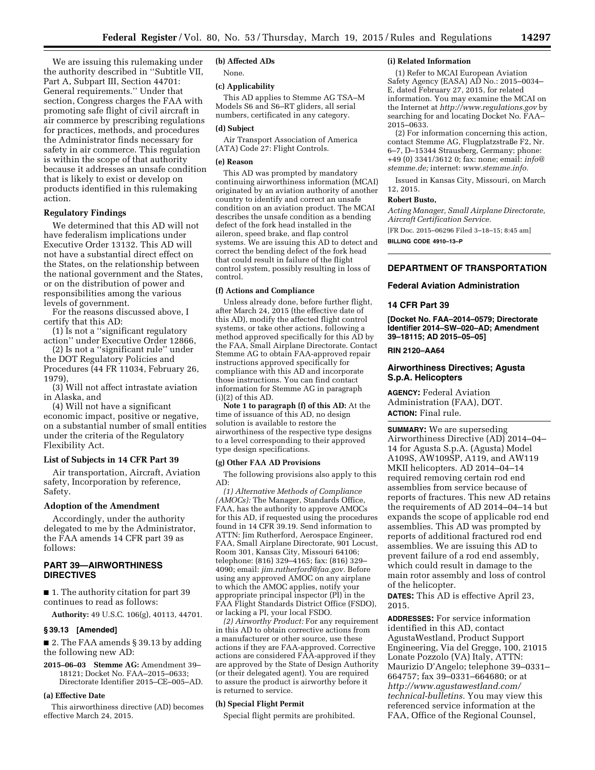We are issuing this rulemaking under the authority described in ''Subtitle VII, Part A, Subpart III, Section 44701: General requirements.'' Under that section, Congress charges the FAA with promoting safe flight of civil aircraft in air commerce by prescribing regulations for practices, methods, and procedures the Administrator finds necessary for safety in air commerce. This regulation is within the scope of that authority because it addresses an unsafe condition that is likely to exist or develop on products identified in this rulemaking action.

### Regulatory Findings

We determined that this AD will not have federalism implications under Executive Order 13132. This AD will not have a substantial direct effect on the States, on the relationship between the national government and the States, or on the distribution of power and responsibilities among the various levels of government.

For the reasons discussed above, I certify that this AD:

(1) Is not a ''significant regulatory action'' under Executive Order 12866,

(2) Is not a ''significant rule'' under the DOT Regulatory Policies and Procedures (44 FR 11034, February 26, 1979),

(3) Will not affect intrastate aviation in Alaska, and

(4) Will not have a significant economic impact, positive or negative, on a substantial number of small entities under the criteria of the Regulatory Flexibility Act.

### List of Subjects in 14 CFR Part 39

Air transportation, Aircraft, Aviation safety, Incorporation by reference, Safety.

### Adoption of the Amendment

Accordingly, under the authority delegated to me by the Administrator, the FAA amends 14 CFR part 39 as follows:

## PART 39—AIRWORTHINESS DIRECTIVES

■ 1. The authority citation for part 39 continues to read as follows:

**Authority:** 49 U.S.C. 106(g), 40113, 44701.

### § 39.13 [Amended]

■ 2. The FAA amends § 39.13 by adding the following new AD:

**2015–06–03 Stemme AG:** Amendment 39–18121; Docket No. FAA–2015–0633; Directorate Identifier 2015–CE–005–AD.

#### (a) Effective Date

This airworthiness directive (AD) becomes effective March 24, 2015.

#### (b) Affected ADs

None.

#### (c) Applicability

This AD applies to Stemme AG TSA–M Models S6 and S6–RT gliders, all serial numbers, certificated in any category.

#### (d) Subject

Air Transport Association of America (ATA) Code 27: Flight Controls.

#### (e) Reason

This AD was prompted by mandatory continuing airworthiness information (MCAI) originated by an aviation authority of another country to identify and correct an unsafe condition on an aviation product. The MCAI describes the unsafe condition as a bending defect of the fork head installed in the aileron, speed brake, and flap control systems. We are issuing this AD to detect and correct the bending defect of the fork head that could result in failure of the flight control system, possibly resulting in loss of control.

#### (f) Actions and Compliance

Unless already done, before further flight, after March 24, 2015 (the effective date of this AD), modify the affected flight control systems, or take other actions, following a method approved specifically for this AD by the FAA, Small Airplane Directorate. Contact Stemme AG to obtain FAA-approved repair instructions approved specifically for compliance with this AD and incorporate those instructions. You can find contact information for Stemme AG in paragraph (i)(2) of this AD.

**Note 1 to paragraph (f) of this AD:** At the time of issuance of this AD, no design solution is available to restore the airworthiness of the respective type designs to a level corresponding to their approved type design specifications.

#### (g) Other FAA AD Provisions

The following provisions also apply to this AD:

(1) *Alternative Methods of Compliance (AMOCs):* The Manager, Standards Office, FAA, has the authority to approve AMOCs for this AD, if requested using the procedures found in 14 CFR 39.19. Send information to ATTN: Jim Rutherford, Aerospace Engineer, FAA, Small Airplane Directorate, 901 Locust, Room 301, Kansas City, Missouri 64106; telephone: (816) 329–4165; fax: (816) 329–4090; email: *jim.rutherford@faa.gov.* Before using any approved AMOC on any airplane to which the AMOC applies, notify your appropriate principal inspector (PI) in the FAA Flight Standards District Office (FSDO), or lacking a PI, your local FSDO.

(2) *Airworthy Product:* For any requirement in this AD to obtain corrective actions from a manufacturer or other source, use these actions if they are FAA-approved. Corrective actions are considered FAA-approved if they are approved by the State of Design Authority (or their delegated agent). You are required to assure the product is airworthy before it is returned to service.

#### (h) Special Flight Permit

Special flight permits are prohibited.

#### (i) Related Information

(1) Refer to MCAI European Aviation Safety Agency (EASA) AD No.: 2015–0034–E, dated February 27, 2015, for related information. You may examine the MCAI on the Internet at *http://www.regulations.gov* by searching for and locating Docket No. FAA–2015–0633.

(2) For information concerning this action, contact Stemme AG, Flugplatzstraße F2, Nr. 6–7, D–15344 Strausberg, Germany; phone: +49 (0) 3341/3612 0; fax: none; email: *info@stemme.de;* internet: *www.stemme.info.*

Issued in Kansas City, Missouri, on March 12, 2015.

**Robert Busto,**

*Acting Manager, Small Airplane Directorate, Aircraft Certification Service.*

[FR Doc. 2015–06296 Filed 3–18–15; 8:45 am]

**BILLING CODE 4910–13–P**

---

## DEPARTMENT OF TRANSPORTATION

### Federal Aviation Administration

### 14 CFR Part 39

**[Docket No. FAA–2014–0579; Directorate Identifier 2014–SW–020–AD; Amendment 39–18115; AD 2015–05–05]**

**RIN 2120–AA64**

### Airworthiness Directives; Agusta S.p.A. Helicopters

**AGENCY:** Federal Aviation Administration (FAA), DOT.

**ACTION:** Final rule.

**SUMMARY:** We are superseding Airworthiness Directive (AD) 2014–04–14 for Agusta S.p.A. (Agusta) Model A109S, AW109SP, A119, and AW119 MKII helicopters. AD 2014–04–14 required removing certain rod end assemblies from service because of reports of fractures. This new AD retains the requirements of AD 2014–04–14 but expands the scope of applicable rod end assemblies. This AD was prompted by reports of additional fractured rod end assemblies. We are issuing this AD to prevent failure of a rod end assembly, which could result in damage to the main rotor assembly and loss of control of the helicopter.

**DATES:** This AD is effective April 23, 2015.

**ADDRESSES:** For service information identified in this AD, contact AgustaWestland, Product Support Engineering, Via del Gregge, 100, 21015 Lonate Pozzolo (VA) Italy, ATTN: Maurizio D'Angelo; telephone 39–0331–664757; fax 39–0331–664680; or at *http://www.agustawestland.com/technical-bulletins.* You may view this referenced service information at the FAA, Office of the Regional Counsel,